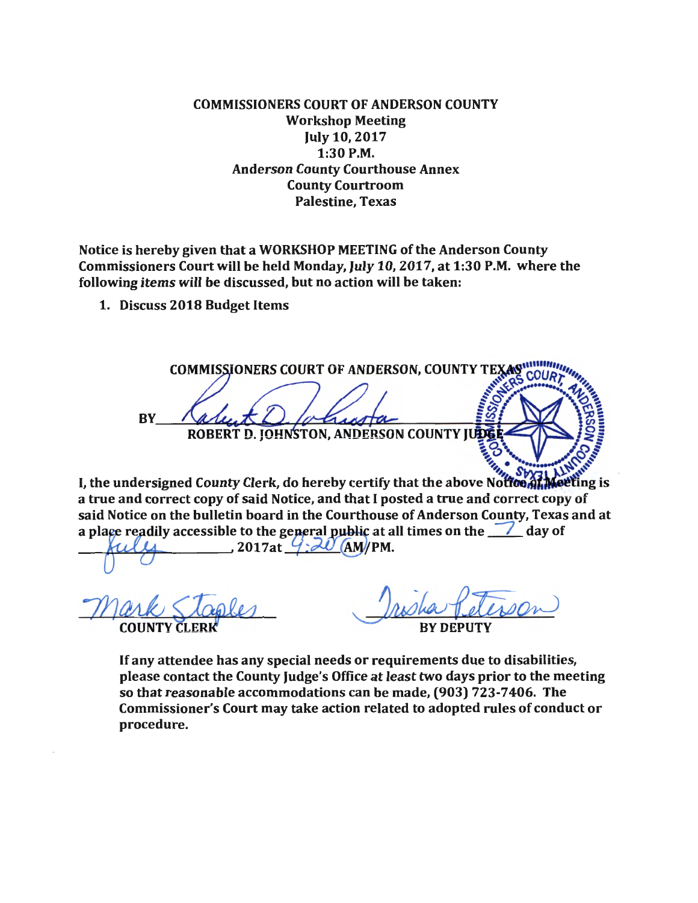**COMMISSIONERS COURT OF ANDERSON COUNTY**
**Workshop Meeting**
**July 10, 2017**
**1:30 P.M.**
**Anderson County Courthouse Annex**
**County Courtroom**
**Palestine, Texas**

**Notice is hereby given that a WORKSHOP MEETING of the Anderson County Commissioners Court will be held Monday, July 10, 2017, at 1:30 P.M. where the following items will be discussed, but no action will be taken:**

1. **Discuss 2018 Budget Items**

**COMMISSIONERS COURT OF ANDERSON, COUNTY TEXAS**

**BY** Robert D. Johnston

**ROBERT D. JOHNSTON, ANDERSON COUNTY JUDGE**

**I, the undersigned County Clerk, do hereby certify that the above Notice of Meeting is a true and correct copy of said Notice, and that I posted a true and correct copy of said Notice on the bulletin board in the Courthouse of Anderson County, Texas and at a place readily accessible to the general public at all times on the 7 day of July, 2017at 9:20 AM/PM.**

Mark Staples
**COUNTY CLERK**

Trisha Peterson
**BY DEPUTY**

**If any attendee has any special needs or requirements due to disabilities, please contact the County Judge's Office at least two days prior to the meeting so that reasonable accommodations can be made, (903) 723-7406. The Commissioner's Court may take action related to adopted rules of conduct or procedure.**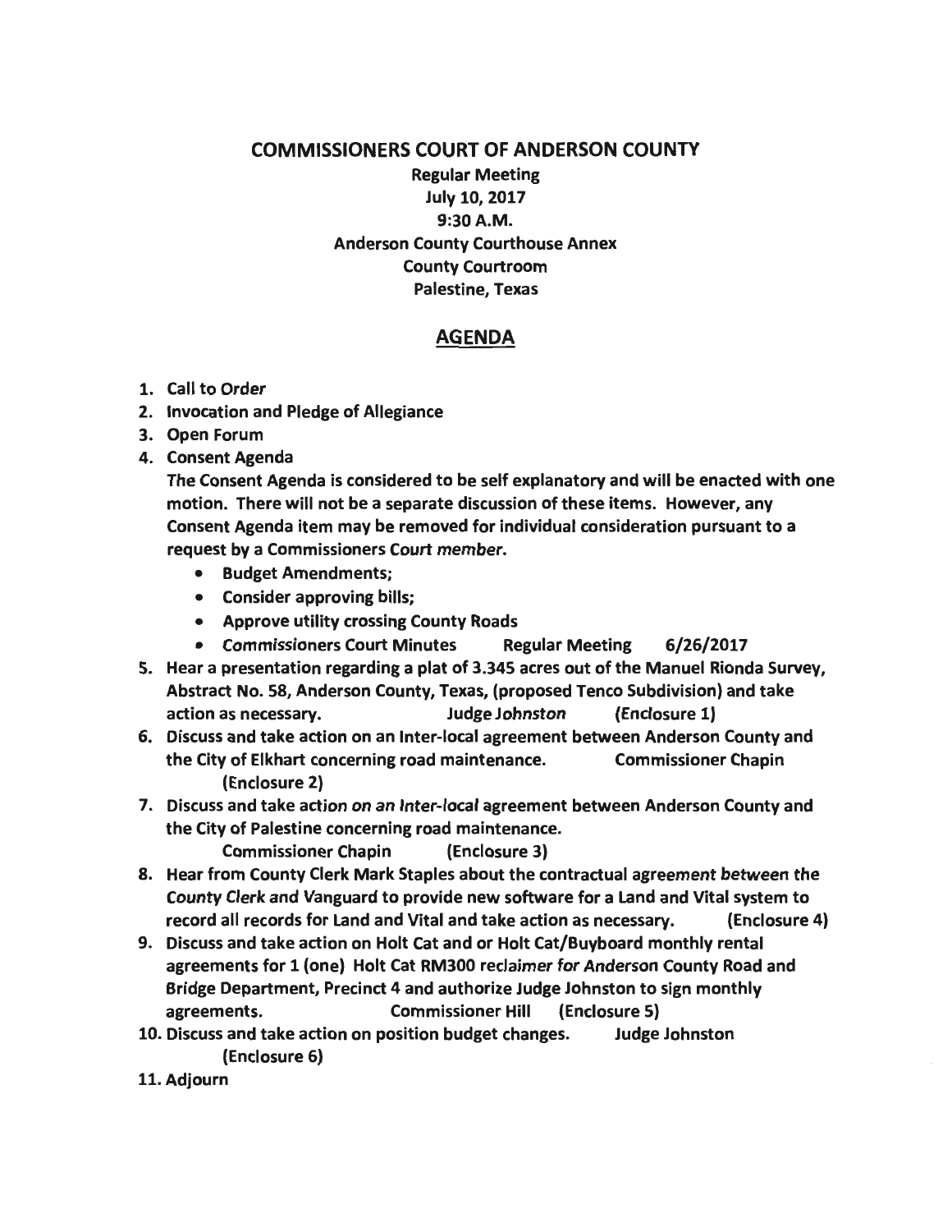# COMMISSIONERS COURT OF ANDERSON COUNTY

**Regular Meeting**
**July 10, 2017**
**9:30 A.M.**
**Anderson County Courthouse Annex**
**County Courtroom**
**Palestine, Texas**

## AGENDA

1. Call to Order
2. Invocation and Pledge of Allegiance
3. Open Forum
4. Consent Agenda

   The Consent Agenda is considered to be self explanatory and will be enacted with one motion. There will not be a separate discussion of these items. However, any Consent Agenda item may be removed for individual consideration pursuant to a request by a Commissioners Court member.

   - Budget Amendments;
   - Consider approving bills;
   - Approve utility crossing County Roads
   - Commissioners Court Minutes Regular Meeting 6/26/2017
5. Hear a presentation regarding a plat of 3.345 acres out of the Manuel Rionda Survey, Abstract No. 58, Anderson County, Texas, (proposed Tenco Subdivision) and take action as necessary. Judge Johnston (Enclosure 1)
6. Discuss and take action on an Inter-local agreement between Anderson County and the City of Elkhart concerning road maintenance. Commissioner Chapin (Enclosure 2)
7. Discuss and take action on an Inter-local agreement between Anderson County and the City of Palestine concerning road maintenance. Commissioner Chapin (Enclosure 3)
8. Hear from County Clerk Mark Staples about the contractual agreement between the County Clerk and Vanguard to provide new software for a Land and Vital system to record all records for Land and Vital and take action as necessary. (Enclosure 4)
9. Discuss and take action on Holt Cat and or Holt Cat/Buyboard monthly rental agreements for 1 (one) Holt Cat RM300 reclaimer for Anderson County Road and Bridge Department, Precinct 4 and authorize Judge Johnston to sign monthly agreements. Commissioner Hill (Enclosure 5)
10. Discuss and take action on position budget changes. Judge Johnston (Enclosure 6)
11. Adjourn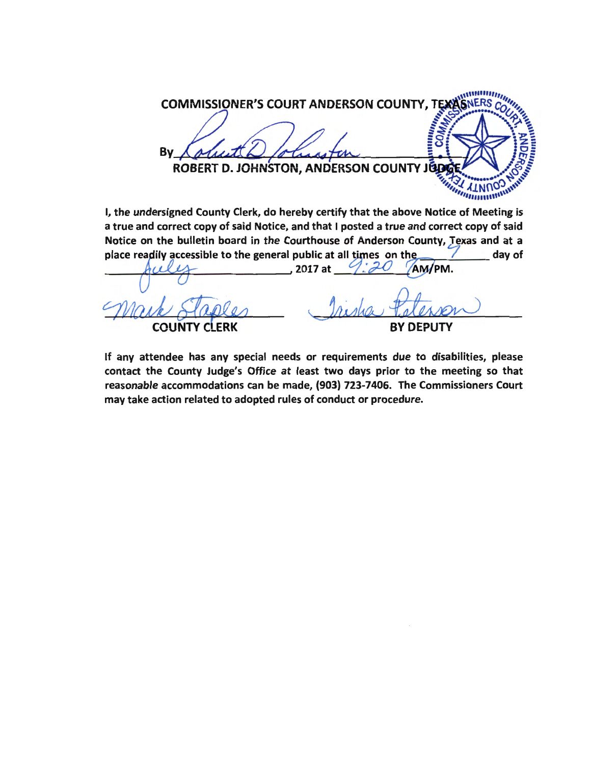**COMMISSIONER'S COURT ANDERSON COUNTY, TEXAS**

By Robert D. Johnston

**ROBERT D. JOHNSTON, ANDERSON COUNTY JUDGE**

**I, the undersigned County Clerk, do hereby certify that the above Notice of Meeting is a true and correct copy of said Notice, and that I posted a true and correct copy of said Notice on the bulletin board in the Courthouse of Anderson County, Texas and at a place readily accessible to the general public at all times on the 7 day of July, 2017 at 9:20 AM/PM.**

Mark Staples — **COUNTY CLERK**

Trisha Peterson — **BY DEPUTY**

**If any attendee has any special needs or requirements due to disabilities, please contact the County Judge's Office at least two days prior to the meeting so that reasonable accommodations can be made, (903) 723-7406. The Commissioners Court may take action related to adopted rules of conduct or procedure.**